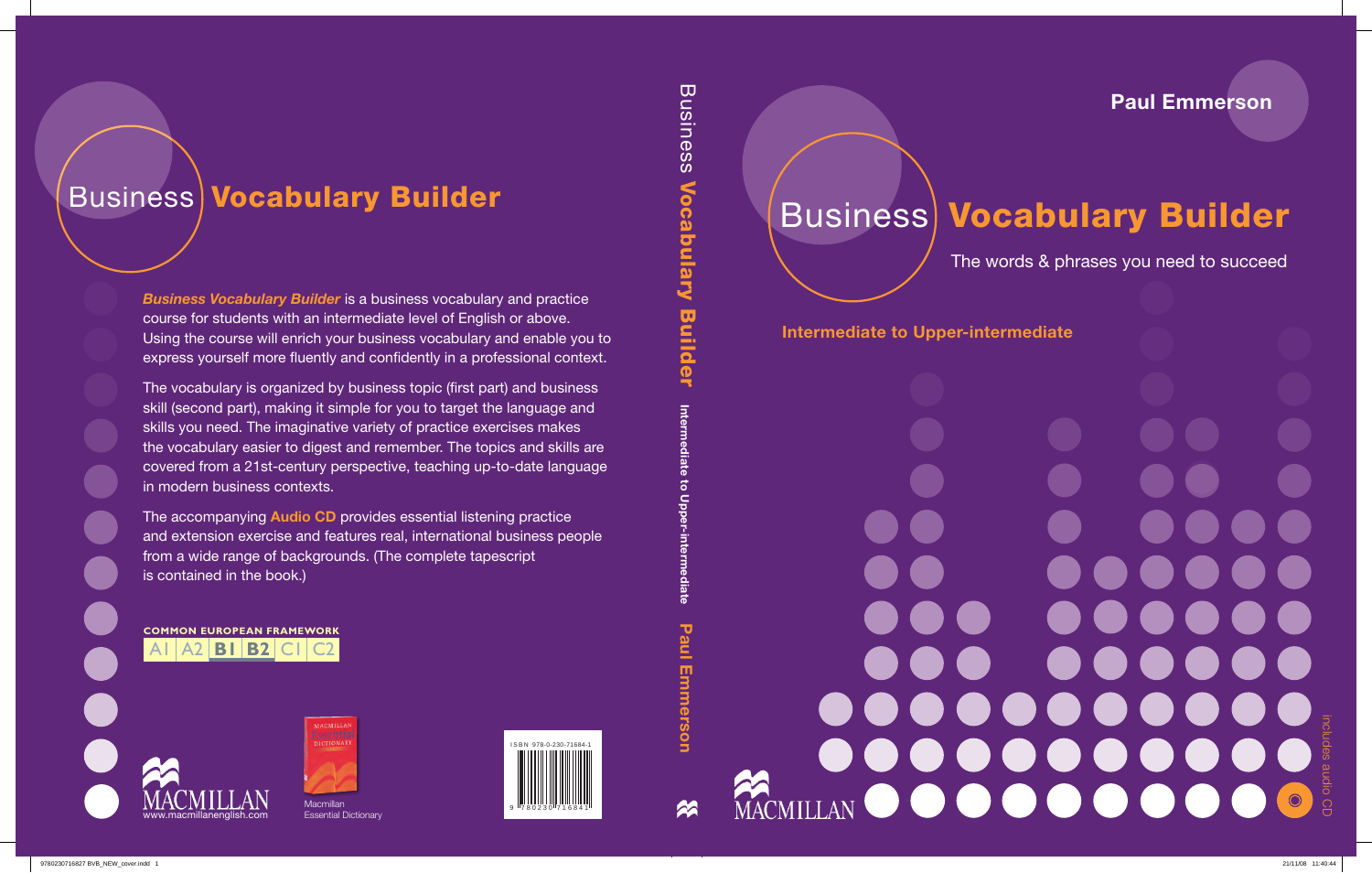# Business Vocabulary Builder

***Business Vocabulary Builder*** is a business vocabulary and practice course for students with an intermediate level of English or above. Using the course will enrich your business vocabulary and enable you to express yourself more fluently and confidently in a professional context.

The vocabulary is organized by business topic (first part) and business skill (second part), making it simple for you to target the language and skills you need. The imaginative variety of practice exercises makes the vocabulary easier to digest and remember. The topics and skills are covered from a 21st-century perspective, teaching up-to-date language in modern business contexts.

The accompanying **Audio CD** provides essential listening practice and extension exercise and features real, international business people from a wide range of backgrounds. (The complete tapescript is contained in the book.)

**COMMON EUROPEAN FRAMEWORK**

A1 | A2 | **B1** | **B2** | C1 | C2

MACMILLAN
www.macmillanenglish.com

Macmillan Essential Dictionary

ISBN 978-0-230-71684-1

Business Vocabulary Builder Intermediate to Upper-intermediate Paul Emmerson

**Paul Emmerson**

# Business Vocabulary Builder

The words & phrases you need to succeed

**Intermediate to Upper-intermediate**

MACMILLAN

includes audio CD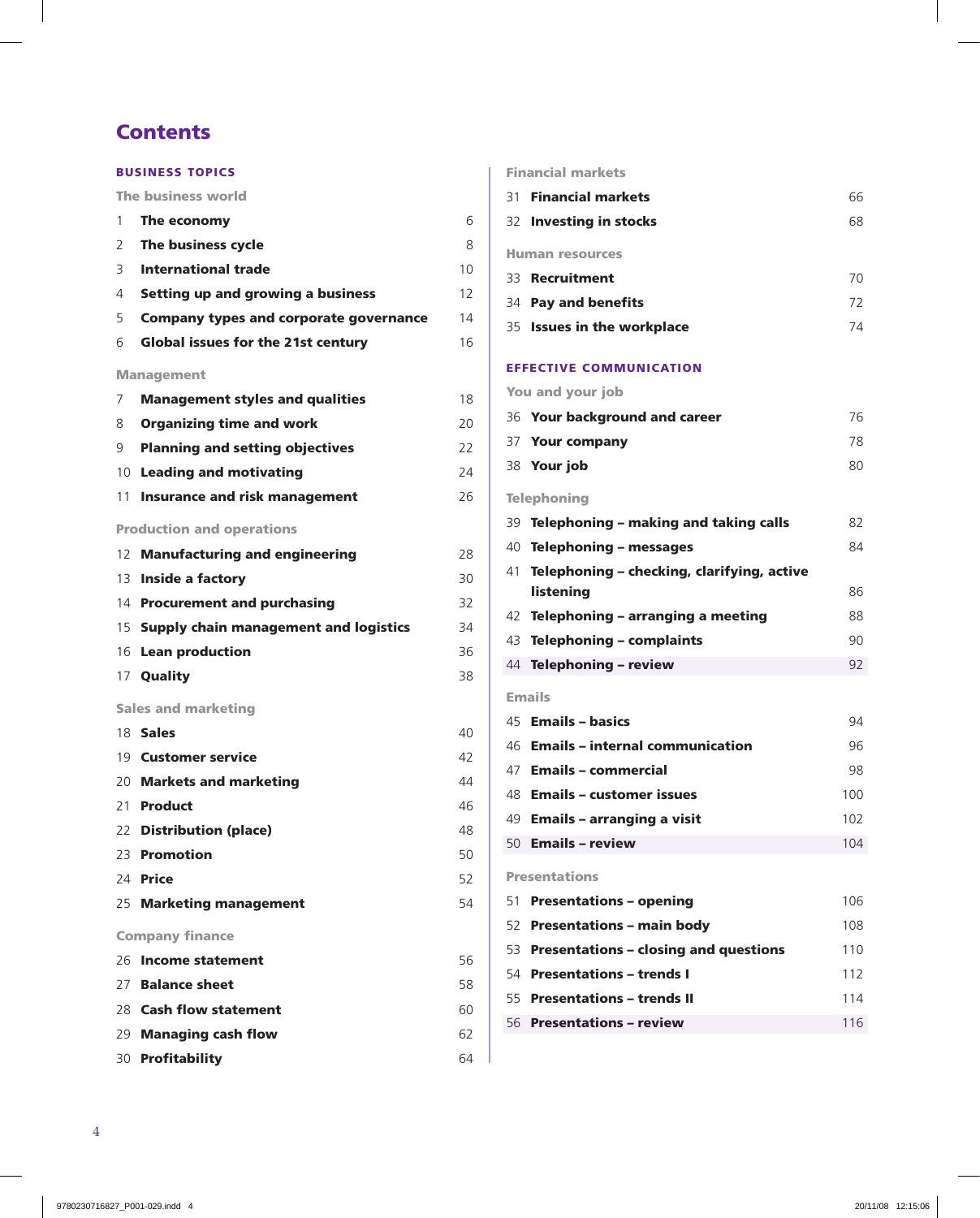# Contents

## BUSINESS TOPICS

### The business world

| | | |
|---|---|---|
| 1 | **The economy** | 6 |
| 2 | **The business cycle** | 8 |
| 3 | **International trade** | 10 |
| 4 | **Setting up and growing a business** | 12 |
| 5 | **Company types and corporate governance** | 14 |
| 6 | **Global issues for the 21st century** | 16 |

### Management

| | | |
|---|---|---|
| 7 | **Management styles and qualities** | 18 |
| 8 | **Organizing time and work** | 20 |
| 9 | **Planning and setting objectives** | 22 |
| 10 | **Leading and motivating** | 24 |
| 11 | **Insurance and risk management** | 26 |

### Production and operations

| | | |
|---|---|---|
| 12 | **Manufacturing and engineering** | 28 |
| 13 | **Inside a factory** | 30 |
| 14 | **Procurement and purchasing** | 32 |
| 15 | **Supply chain management and logistics** | 34 |
| 16 | **Lean production** | 36 |
| 17 | **Quality** | 38 |

### Sales and marketing

| | | |
|---|---|---|
| 18 | **Sales** | 40 |
| 19 | **Customer service** | 42 |
| 20 | **Markets and marketing** | 44 |
| 21 | **Product** | 46 |
| 22 | **Distribution (place)** | 48 |
| 23 | **Promotion** | 50 |
| 24 | **Price** | 52 |
| 25 | **Marketing management** | 54 |

### Company finance

| | | |
|---|---|---|
| 26 | **Income statement** | 56 |
| 27 | **Balance sheet** | 58 |
| 28 | **Cash flow statement** | 60 |
| 29 | **Managing cash flow** | 62 |
| 30 | **Profitability** | 64 |

### Financial markets

| | | |
|---|---|---|
| 31 | **Financial markets** | 66 |
| 32 | **Investing in stocks** | 68 |

### Human resources

| | | |
|---|---|---|
| 33 | **Recruitment** | 70 |
| 34 | **Pay and benefits** | 72 |
| 35 | **Issues in the workplace** | 74 |

## EFFECTIVE COMMUNICATION

### You and your job

| | | |
|---|---|---|
| 36 | **Your background and career** | 76 |
| 37 | **Your company** | 78 |
| 38 | **Your job** | 80 |

### Telephoning

| | | |
|---|---|---|
| 39 | **Telephoning – making and taking calls** | 82 |
| 40 | **Telephoning – messages** | 84 |
| 41 | **Telephoning – checking, clarifying, active listening** | 86 |
| 42 | **Telephoning – arranging a meeting** | 88 |
| 43 | **Telephoning – complaints** | 90 |
| 44 | **Telephoning – review** | 92 |

### Emails

| | | |
|---|---|---|
| 45 | **Emails – basics** | 94 |
| 46 | **Emails – internal communication** | 96 |
| 47 | **Emails – commercial** | 98 |
| 48 | **Emails – customer issues** | 100 |
| 49 | **Emails – arranging a visit** | 102 |
| 50 | **Emails – review** | 104 |

### Presentations

| | | |
|---|---|---|
| 51 | **Presentations – opening** | 106 |
| 52 | **Presentations – main body** | 108 |
| 53 | **Presentations – closing and questions** | 110 |
| 54 | **Presentations – trends I** | 112 |
| 55 | **Presentations – trends II** | 114 |
| 56 | **Presentations – review** | 116 |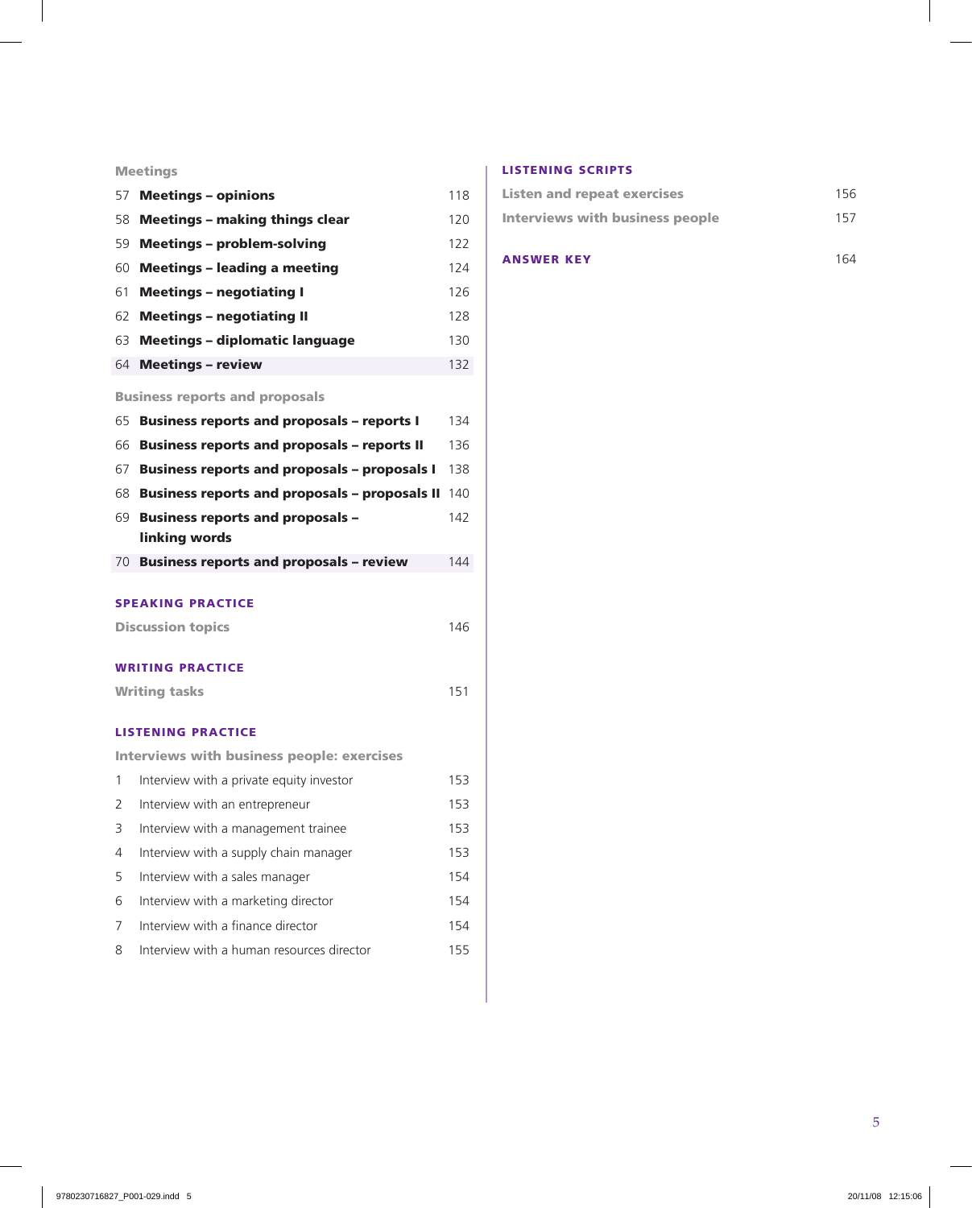### Meetings

| | | |
|---|---|---|
| 57 | **Meetings – opinions** | 118 |
| 58 | **Meetings – making things clear** | 120 |
| 59 | **Meetings – problem-solving** | 122 |
| 60 | **Meetings – leading a meeting** | 124 |
| 61 | **Meetings – negotiating I** | 126 |
| 62 | **Meetings – negotiating II** | 128 |
| 63 | **Meetings – diplomatic language** | 130 |
| 64 | **Meetings – review** | 132 |

### Business reports and proposals

| | | |
|---|---|---|
| 65 | **Business reports and proposals – reports I** | 134 |
| 66 | **Business reports and proposals – reports II** | 136 |
| 67 | **Business reports and proposals – proposals I** | 138 |
| 68 | **Business reports and proposals – proposals II** | 140 |
| 69 | **Business reports and proposals – linking words** | 142 |
| 70 | **Business reports and proposals – review** | 144 |

## SPEAKING PRACTICE

**Discussion topics** 146

## WRITING PRACTICE

**Writing tasks** 151

## LISTENING PRACTICE

### Interviews with business people: exercises

| | | |
|---|---|---|
| 1 | Interview with a private equity investor | 153 |
| 2 | Interview with an entrepreneur | 153 |
| 3 | Interview with a management trainee | 153 |
| 4 | Interview with a supply chain manager | 153 |
| 5 | Interview with a sales manager | 154 |
| 6 | Interview with a marketing director | 154 |
| 7 | Interview with a finance director | 154 |
| 8 | Interview with a human resources director | 155 |

## LISTENING SCRIPTS

**Listen and repeat exercises** 156

**Interviews with business people** 157

## ANSWER KEY 164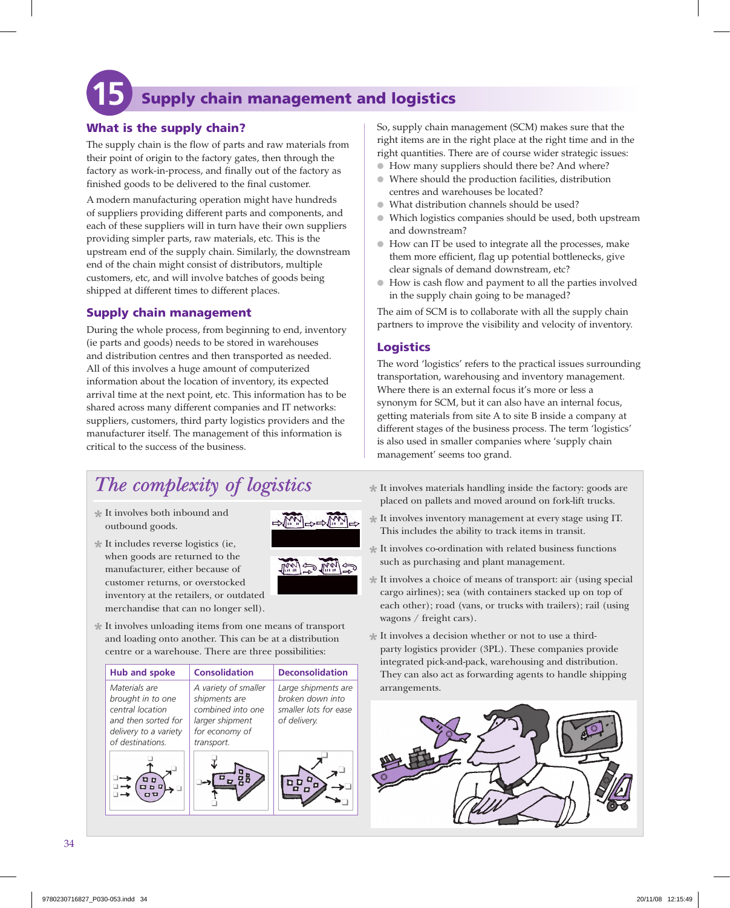# 15 Supply chain management and logistics

## What is the supply chain?

The supply chain is the flow of parts and raw materials from their point of origin to the factory gates, then through the factory as work-in-process, and finally out of the factory as finished goods to be delivered to the final customer.

A modern manufacturing operation might have hundreds of suppliers providing different parts and components, and each of these suppliers will in turn have their own suppliers providing simpler parts, raw materials, etc. This is the upstream end of the supply chain. Similarly, the downstream end of the chain might consist of distributors, multiple customers, etc, and will involve batches of goods being shipped at different times to different places.

## Supply chain management

During the whole process, from beginning to end, inventory (ie parts and goods) needs to be stored in warehouses and distribution centres and then transported as needed. All of this involves a huge amount of computerized information about the location of inventory, its expected arrival time at the next point, etc. This information has to be shared across many different companies and IT networks: suppliers, customers, third party logistics providers and the manufacturer itself. The management of this information is critical to the success of the business.

So, supply chain management (SCM) makes sure that the right items are in the right place at the right time and in the right quantities. There are of course wider strategic issues:

- How many suppliers should there be? And where?
- Where should the production facilities, distribution centres and warehouses be located?
- What distribution channels should be used?
- Which logistics companies should be used, both upstream and downstream?
- How can IT be used to integrate all the processes, make them more efficient, flag up potential bottlenecks, give clear signals of demand downstream, etc?
- How is cash flow and payment to all the parties involved in the supply chain going to be managed?

The aim of SCM is to collaborate with all the supply chain partners to improve the visibility and velocity of inventory.

## Logistics

The word 'logistics' refers to the practical issues surrounding transportation, warehousing and inventory management. Where there is an external focus it's more or less a synonym for SCM, but it can also have an internal focus, getting materials from site A to site B inside a company at different stages of the business process. The term 'logistics' is also used in smaller companies where 'supply chain management' seems too grand.

## *The complexity of logistics*

- It involves both inbound and outbound goods.
- It includes reverse logistics (ie, when goods are returned to the manufacturer, either because of customer returns, or overstocked inventory at the retailers, or outdated merchandise that can no longer sell).
- It involves unloading items from one means of transport and loading onto another. This can be at a distribution centre or a warehouse. There are three possibilities:

| Hub and spoke | Consolidation | Deconsolidation |
|---|---|---|
| *Materials are brought in to one central location and then sorted for delivery to a variety of destinations.* | *A variety of smaller shipments are combined into one larger shipment for economy of transport.* | *Large shipments are broken down into smaller lots for ease of delivery.* |

- It involves materials handling inside the factory: goods are placed on pallets and moved around on fork-lift trucks.
- It involves inventory management at every stage using IT. This includes the ability to track items in transit.
- It involves co-ordination with related business functions such as purchasing and plant management.
- It involves a choice of means of transport: air (using special cargo airlines); sea (with containers stacked up on top of each other); road (vans, or trucks with trailers); rail (using wagons / freight cars).
- It involves a decision whether or not to use a third-party logistics provider (3PL). These companies provide integrated pick-and-pack, warehousing and distribution. They can also act as forwarding agents to handle shipping arrangements.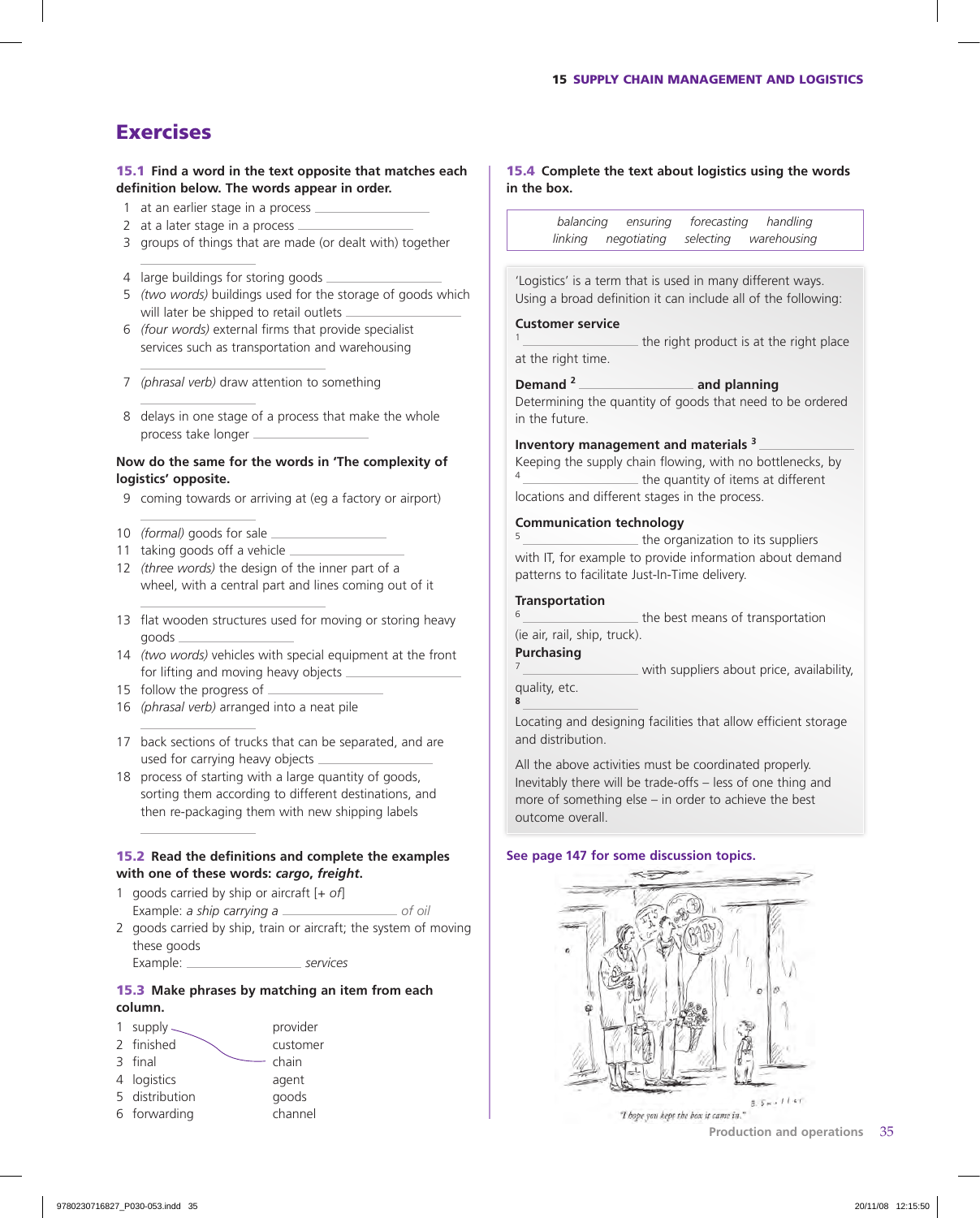# Exercises

**15.1 Find a word in the text opposite that matches each definition below. The words appear in order.**

1 at an earlier stage in a process ______________
2 at a later stage in a process ______________
3 groups of things that are made (or dealt with) together ______________
4 large buildings for storing goods ______________
5 *(two words)* buildings used for the storage of goods which will later be shipped to retail outlets ______________
6 *(four words)* external firms that provide specialist services such as transportation and warehousing ______________
7 *(phrasal verb)* draw attention to something ______________
8 delays in one stage of a process that make the whole process take longer ______________

**Now do the same for the words in 'The complexity of logistics' opposite.**

9 coming towards or arriving at (eg a factory or airport) ______________
10 *(formal)* goods for sale ______________
11 taking goods off a vehicle ______________
12 *(three words)* the design of the inner part of a wheel, with a central part and lines coming out of it ______________
13 flat wooden structures used for moving or storing heavy goods ______________
14 *(two words)* vehicles with special equipment at the front for lifting and moving heavy objects ______________
15 follow the progress of ______________
16 *(phrasal verb)* arranged into a neat pile ______________
17 back sections of trucks that can be separated, and are used for carrying heavy objects ______________
18 process of starting with a large quantity of goods, sorting them according to different destinations, and then re-packaging them with new shipping labels ______________

**15.2 Read the definitions and complete the examples with one of these words: *cargo*, *freight*.**

1 goods carried by ship or aircraft [+ *of*]
Example: *a ship carrying a* ______________ *of oil*
2 goods carried by ship, train or aircraft; the system of moving these goods
Example: ______________ *services*

**15.3 Make phrases by matching an item from each column.**

| | |
|---|---|
| 1 supply | provider |
| 2 finished | customer |
| 3 final | chain |
| 4 logistics | agent |
| 5 distribution | goods |
| 6 forwarding | channel |

**15.4 Complete the text about logistics using the words in the box.**

*balancing ensuring forecasting handling linking negotiating selecting warehousing*

'Logistics' is a term that is used in many different ways. Using a broad definition it can include all of the following:

**Customer service**
[1] ______________ the right product is at the right place at the right time.

**Demand** [2] ______________ **and planning**
Determining the quantity of goods that need to be ordered in the future.

**Inventory management and materials** [3] ______________
Keeping the supply chain flowing, with no bottlenecks, by [4] ______________ the quantity of items at different locations and different stages in the process.

**Communication technology**
[5] ______________ the organization to its suppliers with IT, for example to provide information about demand patterns to facilitate Just-In-Time delivery.

**Transportation**
[6] ______________ the best means of transportation (ie air, rail, ship, truck).

**Purchasing**
[7] ______________ with suppliers about price, availability, quality, etc.

**8** ______________
Locating and designing facilities that allow efficient storage and distribution.

All the above activities must be coordinated properly. Inevitably there will be trade-offs – less of one thing and more of something else – in order to achieve the best outcome overall.

See page 147 for some discussion topics.

"I hope you kept the box it came in."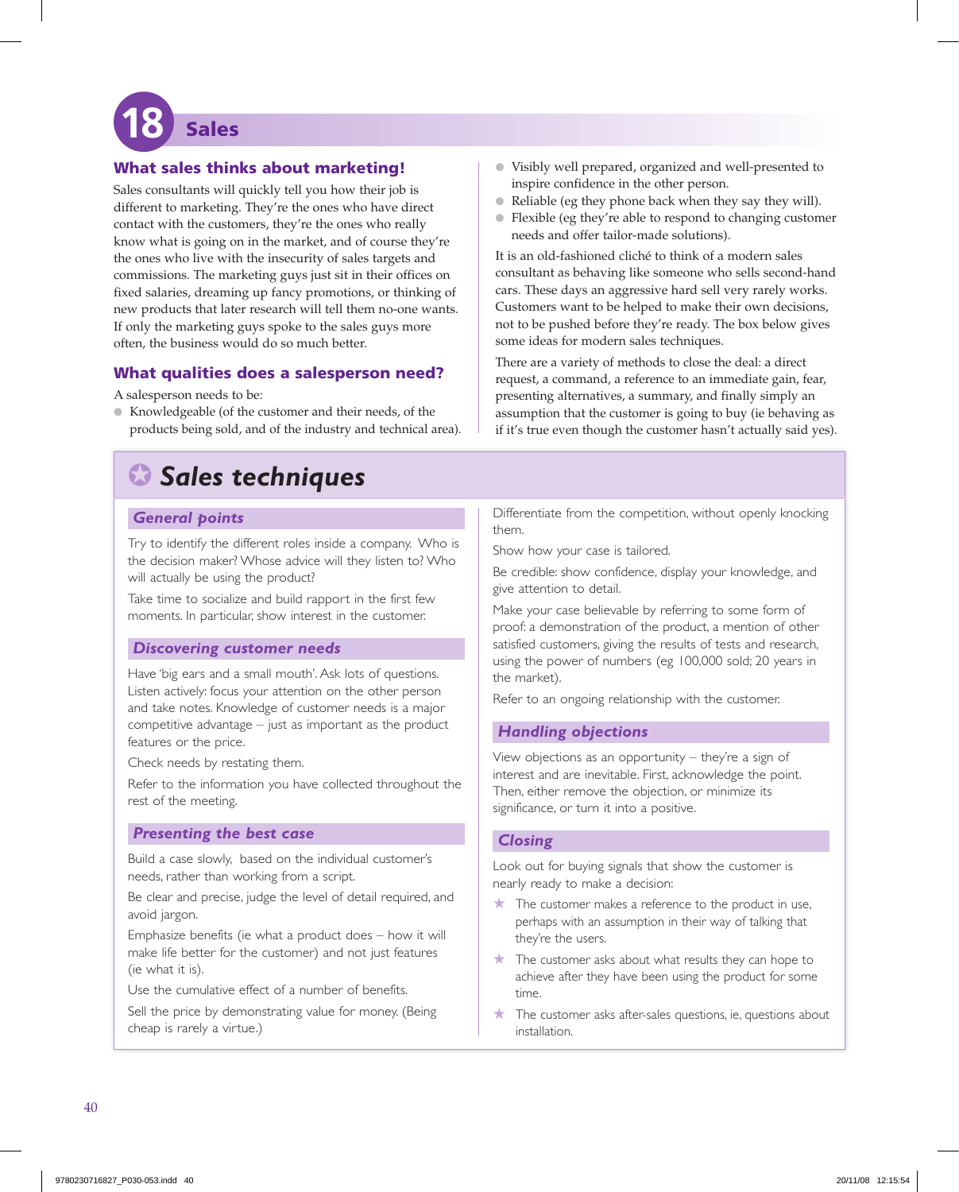# 18 Sales

## What sales thinks about marketing!

Sales consultants will quickly tell you how their job is different to marketing. They're the ones who have direct contact with the customers, they're the ones who really know what is going on in the market, and of course they're the ones who live with the insecurity of sales targets and commissions. The marketing guys just sit in their offices on fixed salaries, dreaming up fancy promotions, or thinking of new products that later research will tell them no-one wants. If only the marketing guys spoke to the sales guys more often, the business would do so much better.

## What qualities does a salesperson need?

A salesperson needs to be:

- Knowledgeable (of the customer and their needs, of the products being sold, and of the industry and technical area).
- Visibly well prepared, organized and well-presented to inspire confidence in the other person.
- Reliable (eg they phone back when they say they will).
- Flexible (eg they're able to respond to changing customer needs and offer tailor-made solutions).

It is an old-fashioned cliché to think of a modern sales consultant as behaving like someone who sells second-hand cars. These days an aggressive hard sell very rarely works. Customers want to be helped to make their own decisions, not to be pushed before they're ready. The box below gives some ideas for modern sales techniques.

There are a variety of methods to close the deal: a direct request, a command, a reference to an immediate gain, fear, presenting alternatives, a summary, and finally simply an assumption that the customer is going to buy (ie behaving as if it's true even though the customer hasn't actually said yes).

## *Sales techniques*

### *General points*

Try to identify the different roles inside a company. Who is the decision maker? Whose advice will they listen to? Who will actually be using the product?

Take time to socialize and build rapport in the first few moments. In particular, show interest in the customer.

### *Discovering customer needs*

Have 'big ears and a small mouth'. Ask lots of questions. Listen actively: focus your attention on the other person and take notes. Knowledge of customer needs is a major competitive advantage – just as important as the product features or the price.

Check needs by restating them.

Refer to the information you have collected throughout the rest of the meeting.

### *Presenting the best case*

Build a case slowly, based on the individual customer's needs, rather than working from a script.

Be clear and precise, judge the level of detail required, and avoid jargon.

Emphasize benefits (ie what a product does – how it will make life better for the customer) and not just features (ie what it is).

Use the cumulative effect of a number of benefits.

Sell the price by demonstrating value for money. (Being cheap is rarely a virtue.)

Differentiate from the competition, without openly knocking them.

Show how your case is tailored.

Be credible: show confidence, display your knowledge, and give attention to detail.

Make your case believable by referring to some form of proof: a demonstration of the product, a mention of other satisfied customers, giving the results of tests and research, using the power of numbers (eg 100,000 sold; 20 years in the market).

Refer to an ongoing relationship with the customer.

### *Handling objections*

View objections as an opportunity – they're a sign of interest and are inevitable. First, acknowledge the point. Then, either remove the objection, or minimize its significance, or turn it into a positive.

### *Closing*

Look out for buying signals that show the customer is nearly ready to make a decision:

- The customer makes a reference to the product in use, perhaps with an assumption in their way of talking that they're the users.
- The customer asks about what results they can hope to achieve after they have been using the product for some time.
- The customer asks after-sales questions, ie, questions about installation.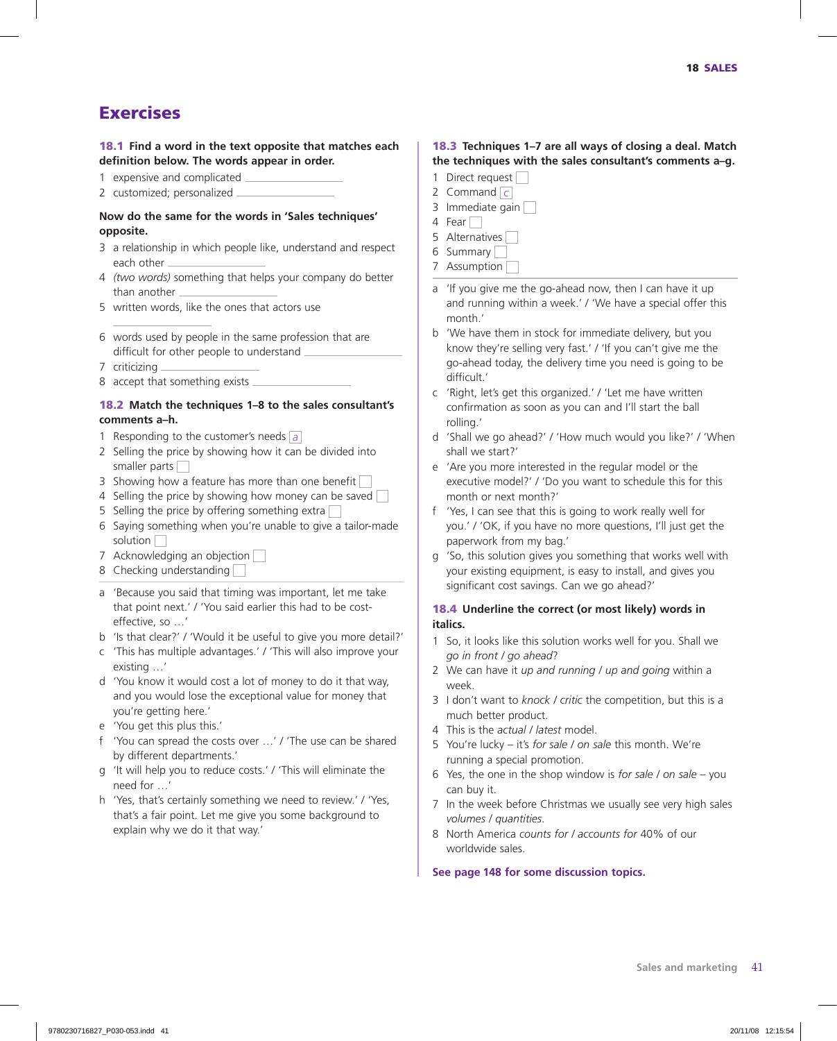# Exercises

**18.1 Find a word in the text opposite that matches each definition below. The words appear in order.**

1 expensive and complicated ________________
2 customized; personalized ________________

**Now do the same for the words in 'Sales techniques' opposite.**

3 a relationship in which people like, understand and respect each other ________________
4 *(two words)* something that helps your company do better than another ________________
5 written words, like the ones that actors use ________________
6 words used by people in the same profession that are difficult for other people to understand ________________
7 criticizing ________________
8 accept that something exists ________________

**18.2 Match the techniques 1–8 to the sales consultant's comments a–h.**

1 Responding to the customer's needs *a*
2 Selling the price by showing how it can be divided into smaller parts ☐
3 Showing how a feature has more than one benefit ☐
4 Selling the price by showing how money can be saved ☐
5 Selling the price by offering something extra ☐
6 Saying something when you're unable to give a tailor-made solution ☐
7 Acknowledging an objection ☐
8 Checking understanding ☐

a 'Because you said that timing was important, let me take that point next.' / 'You said earlier this had to be cost-effective, so …'
b 'Is that clear?' / 'Would it be useful to give you more detail?'
c 'This has multiple advantages.' / 'This will also improve your existing …'
d 'You know it would cost a lot of money to do it that way, and you would lose the exceptional value for money that you're getting here.'
e 'You get this plus this.'
f 'You can spread the costs over …' / 'The use can be shared by different departments.'
g 'It will help you to reduce costs.' / 'This will eliminate the need for …'
h 'Yes, that's certainly something we need to review.' / 'Yes, that's a fair point. Let me give you some background to explain why we do it that way.'

**18.3 Techniques 1–7 are all ways of closing a deal. Match the techniques with the sales consultant's comments a–g.**

1 Direct request ☐
2 Command *c*
3 Immediate gain ☐
4 Fear ☐
5 Alternatives ☐
6 Summary ☐
7 Assumption ☐

a 'If you give me the go-ahead now, then I can have it up and running within a week.' / 'We have a special offer this month.'
b 'We have them in stock for immediate delivery, but you know they're selling very fast.' / 'If you can't give me the go-ahead today, the delivery time you need is going to be difficult.'
c 'Right, let's get this organized.' / 'Let me have written confirmation as soon as you can and I'll start the ball rolling.'
d 'Shall we go ahead?' / 'How much would you like?' / 'When shall we start?'
e 'Are you more interested in the regular model or the executive model?' / 'Do you want to schedule this for this month or next month?'
f 'Yes, I can see that this is going to work really well for you.' / 'OK, if you have no more questions, I'll just get the paperwork from my bag.'
g 'So, this solution gives you something that works well with your existing equipment, is easy to install, and gives you significant cost savings. Can we go ahead?'

**18.4 Underline the correct (or most likely) words in italics.**

1 So, it looks like this solution works well for you. Shall we *go in front* / *go ahead*?
2 We can have it *up and running* / *up and going* within a week.
3 I don't want to *knock* / *critic* the competition, but this is a much better product.
4 This is the *actual* / *latest* model.
5 You're lucky – it's *for sale* / *on sale* this month. We're running a special promotion.
6 Yes, the one in the shop window is *for sale* / *on sale* – you can buy it.
7 In the week before Christmas we usually see very high sales *volumes* / *quantities*.
8 North America *counts for* / *accounts for* 40% of our worldwide sales.

**See page 148 for some discussion topics.**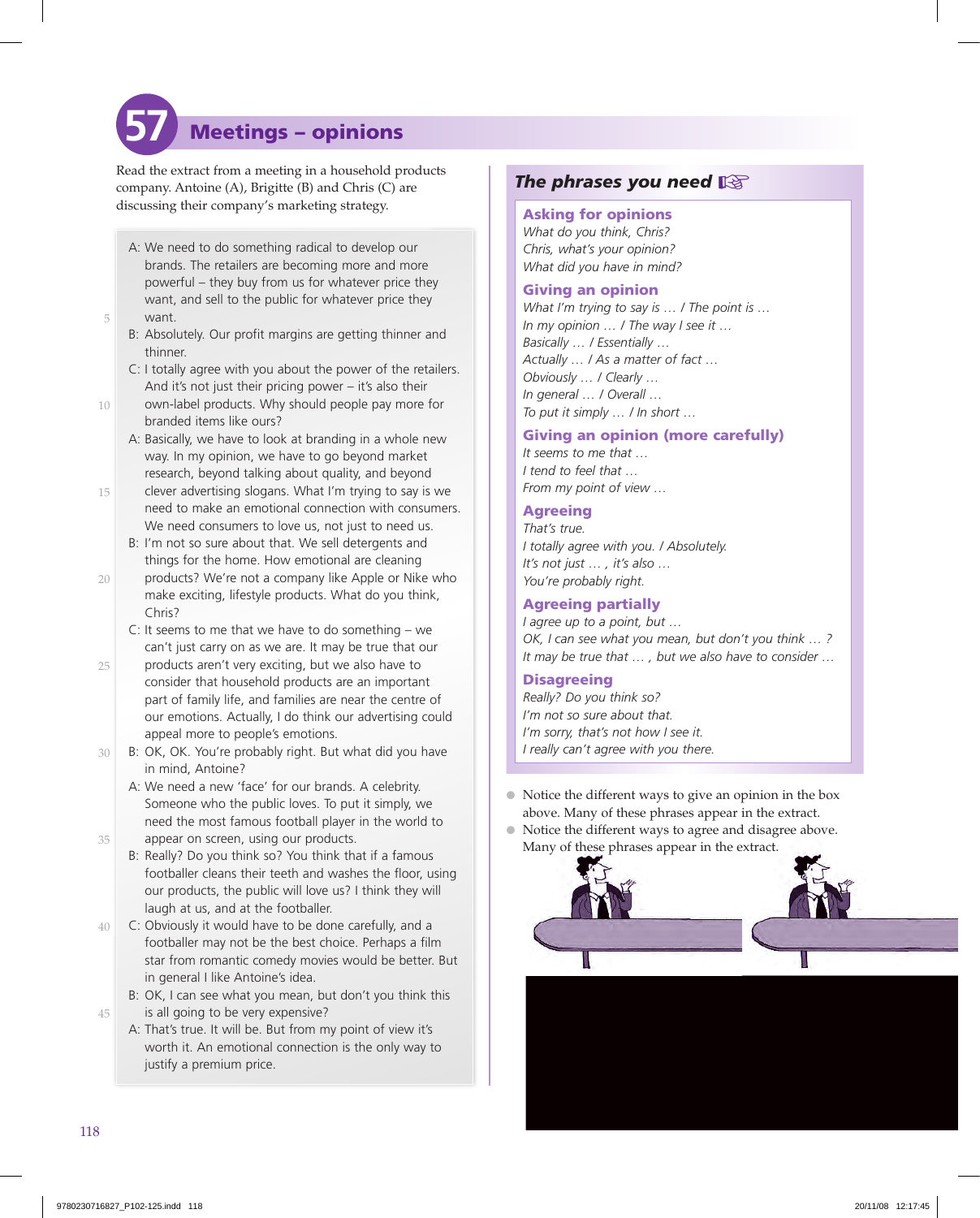# 57 Meetings – opinions

Read the extract from a meeting in a household products company. Antoine (A), Brigitte (B) and Chris (C) are discussing their company's marketing strategy.

A: We need to do something radical to develop our brands. The retailers are becoming more and more powerful – they buy from us for whatever price they want, and sell to the public for whatever price they want.

B: Absolutely. Our profit margins are getting thinner and thinner.

C: I totally agree with you about the power of the retailers. And it's not just their pricing power – it's also their own-label products. Why should people pay more for branded items like ours?

A: Basically, we have to look at branding in a whole new way. In my opinion, we have to go beyond market research, beyond talking about quality, and beyond clever advertising slogans. What I'm trying to say is we need to make an emotional connection with consumers. We need consumers to love us, not just to need us.

B: I'm not so sure about that. We sell detergents and things for the home. How emotional are cleaning products? We're not a company like Apple or Nike who make exciting, lifestyle products. What do you think, Chris?

C: It seems to me that we have to do something – we can't just carry on as we are. It may be true that our products aren't very exciting, but we also have to consider that household products are an important part of family life, and families are near the centre of our emotions. Actually, I do think our advertising could appeal more to people's emotions.

B: OK, OK. You're probably right. But what did you have in mind, Antoine?

A: We need a new 'face' for our brands. A celebrity. Someone who the public loves. To put it simply, we need the most famous football player in the world to appear on screen, using our products.

B: Really? Do you think so? You think that if a famous footballer cleans their teeth and washes the floor, using our products, the public will love us? I think they will laugh at us, and at the footballer.

C: Obviously it would have to be done carefully, and a footballer may not be the best choice. Perhaps a film star from romantic comedy movies would be better. But in general I like Antoine's idea.

B: OK, I can see what you mean, but don't you think this is all going to be very expensive?

A: That's true. It will be. But from my point of view it's worth it. An emotional connection is the only way to justify a premium price.

## The phrases you need

### Asking for opinions

*What do you think, Chris?*
*Chris, what's your opinion?*
*What did you have in mind?*

### Giving an opinion

*What I'm trying to say is … / The point is …*
*In my opinion … / The way I see it …*
*Basically … / Essentially …*
*Actually … / As a matter of fact …*
*Obviously … / Clearly …*
*In general … / Overall …*
*To put it simply … / In short …*

### Giving an opinion (more carefully)

*It seems to me that …*
*I tend to feel that …*
*From my point of view …*

### Agreeing

*That's true.*
*I totally agree with you. / Absolutely.*
*It's not just … , it's also …*
*You're probably right.*

### Agreeing partially

*I agree up to a point, but …*
*OK, I can see what you mean, but don't you think … ?*
*It may be true that … , but we also have to consider …*

### Disagreeing

*Really? Do you think so?*
*I'm not so sure about that.*
*I'm sorry, that's not how I see it.*
*I really can't agree with you there.*

- Notice the different ways to give an opinion in the box above. Many of these phrases appear in the extract.
- Notice the different ways to agree and disagree above. Many of these phrases appear in the extract.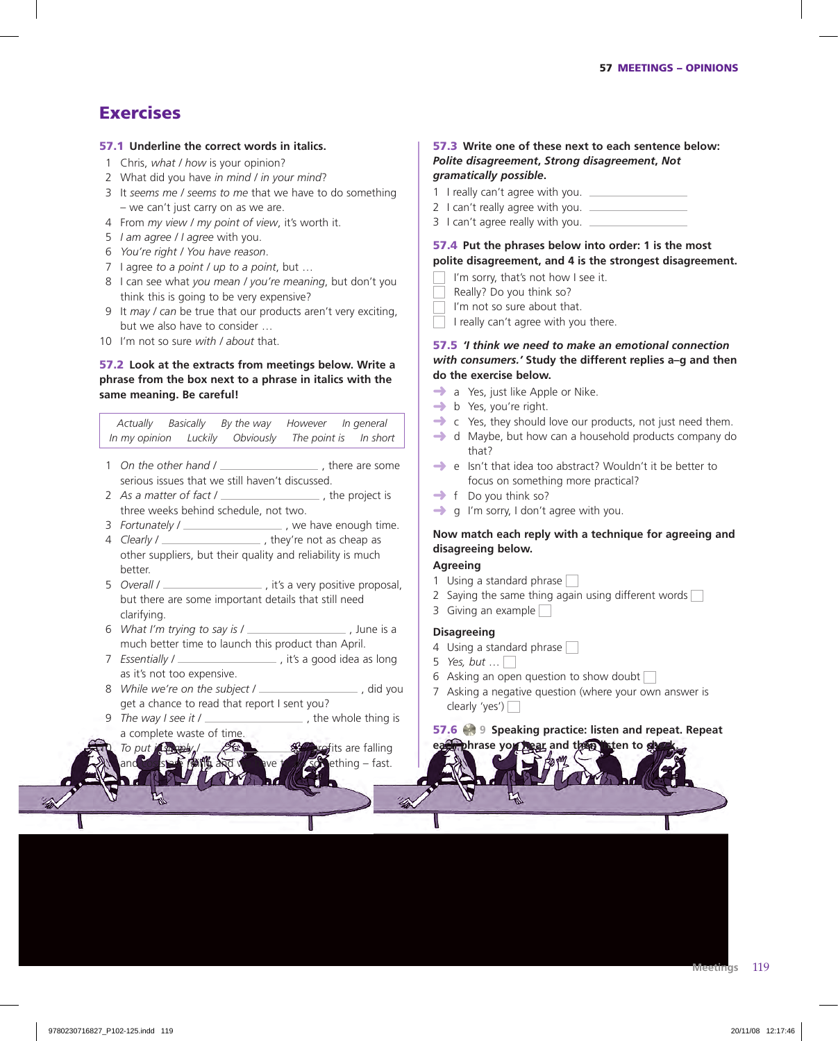# Exercises

**57.1 Underline the correct words in italics.**

1. Chris, *what / how* is your opinion?
2. What did you have *in mind / in your mind*?
3. It *seems me / seems to me* that we have to do something – we can't just carry on as we are.
4. From *my view / my point of view*, it's worth it.
5. *I am agree / I agree* with you.
6. *You're right / You have reason*.
7. I agree *to a point / up to a point*, but …
8. I can see what *you mean / you're meaning*, but don't you think this is going to be very expensive?
9. It *may / can* be true that our products aren't very exciting, but we also have to consider …
10. I'm not so sure *with / about* that.

**57.2 Look at the extracts from meetings below. Write a phrase from the box next to a phrase in italics with the same meaning. Be careful!**

*Actually* &nbsp; *Basically* &nbsp; *By the way* &nbsp; *However* &nbsp; *In general*
*In my opinion* &nbsp; *Luckily* &nbsp; *Obviously* &nbsp; *The point is* &nbsp; *In short*

1. *On the other hand* / ________________ , there are some serious issues that we still haven't discussed.
2. *As a matter of fact* / ________________ , the project is three weeks behind schedule, not two.
3. *Fortunately* / ________________ , we have enough time.
4. *Clearly* / ________________ , they're not as cheap as other suppliers, but their quality and reliability is much better.
5. *Overall* / ________________ , it's a very positive proposal, but there are some important details that still need clarifying.
6. *What I'm trying to say is* / ________________ , June is a much better time to launch this product than April.
7. *Essentially* / ________________ , it's a good idea as long as it's not too expensive.
8. *While we're on the subject* / ________________ , did you get a chance to read that report I sent you?
9. *The way I see it* / ________________ , the whole thing is a complete waste of time.
10. *To put it simply* / ________________ , profits are falling and costs are rising and we have to do something – fast.

**57.3 Write one of these next to each sentence below: *Polite disagreement, Strong disagreement, Not gramatically possible*.**

1. I really can't agree with you. ________________
2. I can't really agree with you. ________________
3. I can't agree really with you. ________________

**57.4 Put the phrases below into order: 1 is the most polite disagreement, and 4 is the strongest disagreement.**

- ☐ I'm sorry, that's not how I see it.
- ☐ Really? Do you think so?
- ☐ I'm not so sure about that.
- ☐ I really can't agree with you there.

**57.5 *'I think we need to make an emotional connection with consumers.'* Study the different replies a–g and then do the exercise below.**

- a Yes, just like Apple or Nike.
- b Yes, you're right.
- c Yes, they should love our products, not just need them.
- d Maybe, but how can a household products company do that?
- e Isn't that idea too abstract? Wouldn't it be better to focus on something more practical?
- f Do you think so?
- g I'm sorry, I don't agree with you.

**Now match each reply with a technique for agreeing and disagreeing below.**

**Agreeing**

1. Using a standard phrase ☐
2. Saying the same thing again using different words ☐
3. Giving an example ☐

**Disagreeing**

4. Using a standard phrase ☐
5. *Yes, but …* ☐
6. Asking an open question to show doubt ☐
7. Asking a negative question (where your own answer is clearly 'yes') ☐

**57.6 9 Speaking practice: listen and repeat. Repeat each phrase you hear and then listen to check.**